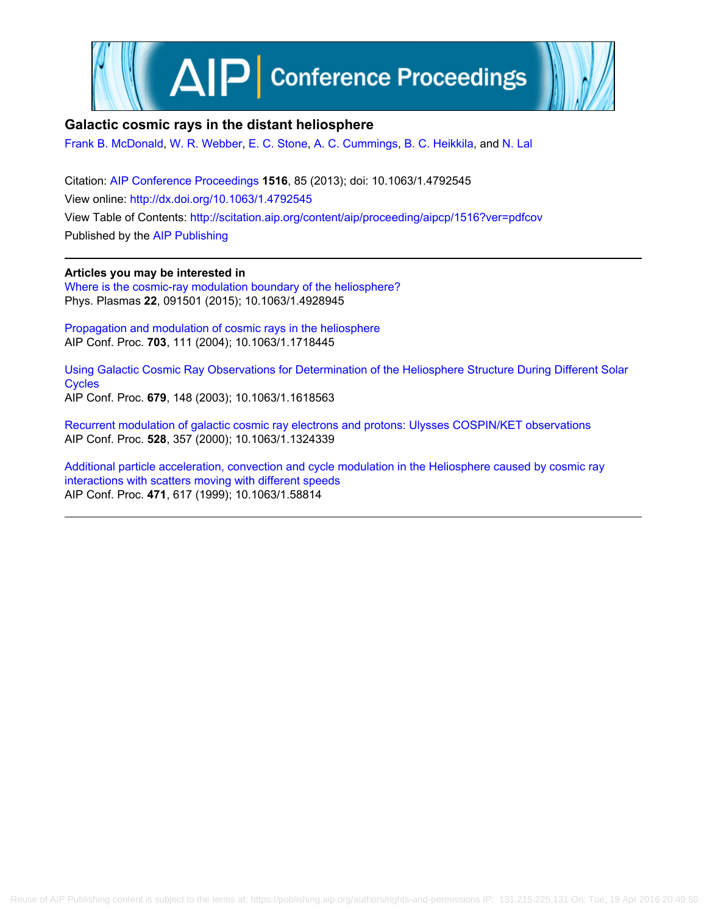# Galactic cosmic rays in the distant heliosphere

Frank B. McDonald, W. R. Webber, E. C. Stone, A. C. Cummings, B. C. Heikkila, and N. Lal

Citation: AIP Conference Proceedings **1516**, 85 (2013); doi: 10.1063/1.4792545

View online: http://dx.doi.org/10.1063/1.4792545

View Table of Contents: http://scitation.aip.org/content/aip/proceeding/aipcp/1516?ver=pdfcov

Published by the AIP Publishing

---

**Articles you may be interested in**

Where is the cosmic-ray modulation boundary of the heliosphere?
Phys. Plasmas **22**, 091501 (2015); 10.1063/1.4928945

Propagation and modulation of cosmic rays in the heliosphere
AIP Conf. Proc. **703**, 111 (2004); 10.1063/1.1718445

Using Galactic Cosmic Ray Observations for Determination of the Heliosphere Structure During Different Solar Cycles
AIP Conf. Proc. **679**, 148 (2003); 10.1063/1.1618563

Recurrent modulation of galactic cosmic ray electrons and protons: Ulysses COSPIN/KET observations
AIP Conf. Proc. **528**, 357 (2000); 10.1063/1.1324339

Additional particle acceleration, convection and cycle modulation in the Heliosphere caused by cosmic ray interactions with scatters moving with different speeds
AIP Conf. Proc. **471**, 617 (1999); 10.1063/1.58814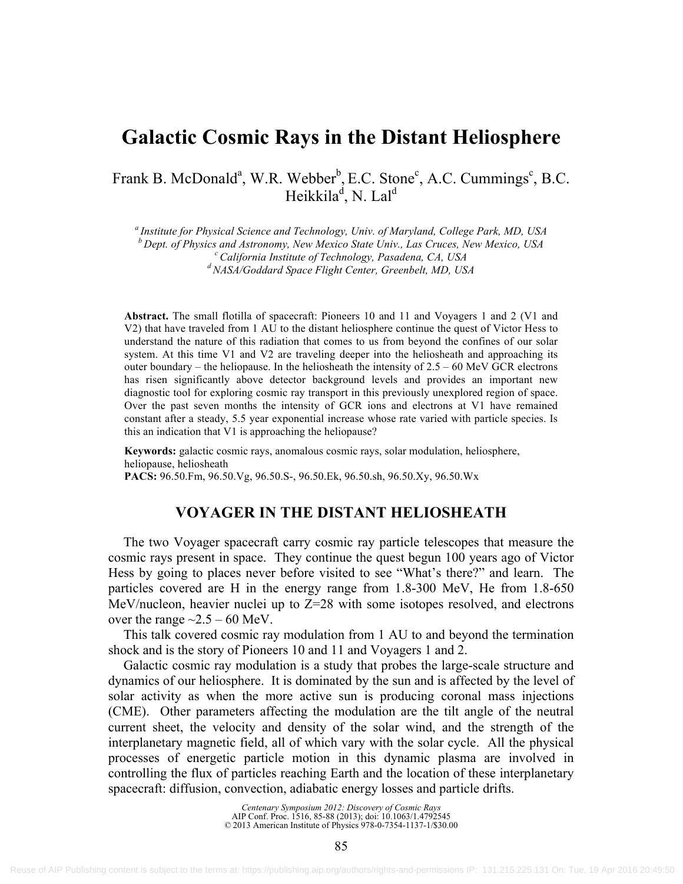# Galactic Cosmic Rays in the Distant Heliosphere

Frank B. McDonald[a], W.R. Webber[b], E.C. Stone[c], A.C. Cummings[c], B.C. Heikkila[d], N. Lal[d]

[a] *Institute for Physical Science and Technology, Univ. of Maryland, College Park, MD, USA*
[b] *Dept. of Physics and Astronomy, New Mexico State Univ., Las Cruces, New Mexico, USA*
[c] *California Institute of Technology, Pasadena, CA, USA*
[d] *NASA/Goddard Space Flight Center, Greenbelt, MD, USA*

**Abstract.** The small flotilla of spacecraft: Pioneers 10 and 11 and Voyagers 1 and 2 (V1 and V2) that have traveled from 1 AU to the distant heliosphere continue the quest of Victor Hess to understand the nature of this radiation that comes to us from beyond the confines of our solar system. At this time V1 and V2 are traveling deeper into the heliosheath and approaching its outer boundary – the heliopause. In the heliosheath the intensity of 2.5 – 60 MeV GCR electrons has risen significantly above detector background levels and provides an important new diagnostic tool for exploring cosmic ray transport in this previously unexplored region of space. Over the past seven months the intensity of GCR ions and electrons at V1 have remained constant after a steady, 5.5 year exponential increase whose rate varied with particle species. Is this an indication that V1 is approaching the heliopause?

**Keywords:** galactic cosmic rays, anomalous cosmic rays, solar modulation, heliosphere, heliopause, heliosheath
**PACS:** 96.50.Fm, 96.50.Vg, 96.50.S-, 96.50.Ek, 96.50.sh, 96.50.Xy, 96.50.Wx

## VOYAGER IN THE DISTANT HELIOSHEATH

The two Voyager spacecraft carry cosmic ray particle telescopes that measure the cosmic rays present in space. They continue the quest begun 100 years ago of Victor Hess by going to places never before visited to see "What's there?" and learn. The particles covered are H in the energy range from 1.8-300 MeV, He from 1.8-650 MeV/nucleon, heavier nuclei up to Z=28 with some isotopes resolved, and electrons over the range ~2.5 – 60 MeV.

This talk covered cosmic ray modulation from 1 AU to and beyond the termination shock and is the story of Pioneers 10 and 11 and Voyagers 1 and 2.

Galactic cosmic ray modulation is a study that probes the large-scale structure and dynamics of our heliosphere. It is dominated by the sun and is affected by the level of solar activity as when the more active sun is producing coronal mass injections (CME). Other parameters affecting the modulation are the tilt angle of the neutral current sheet, the velocity and density of the solar wind, and the strength of the interplanetary magnetic field, all of which vary with the solar cycle. All the physical processes of energetic particle motion in this dynamic plasma are involved in controlling the flux of particles reaching Earth and the location of these interplanetary spacecraft: diffusion, convection, adiabatic energy losses and particle drifts.

*Centenary Symposium 2012: Discovery of Cosmic Rays*
AIP Conf. Proc. 1516, 85-88 (2013); doi: 10.1063/1.4792545
© 2013 American Institute of Physics 978-0-7354-1137-1/$30.00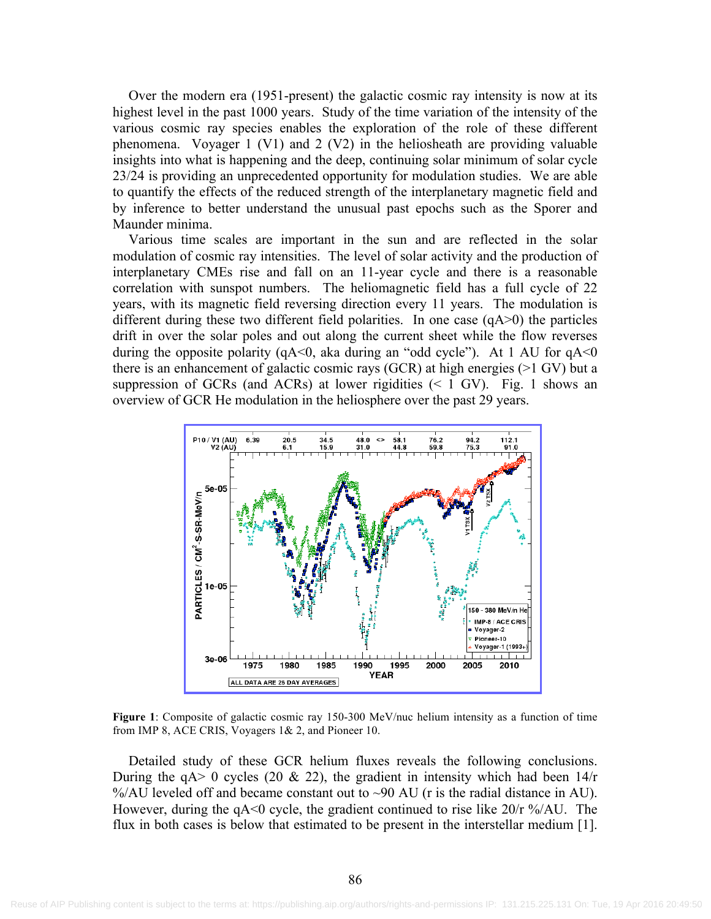Over the modern era (1951-present) the galactic cosmic ray intensity is now at its highest level in the past 1000 years. Study of the time variation of the intensity of the various cosmic ray species enables the exploration of the role of these different phenomena. Voyager 1 (V1) and 2 (V2) in the heliosheath are providing valuable insights into what is happening and the deep, continuing solar minimum of solar cycle 23/24 is providing an unprecedented opportunity for modulation studies. We are able to quantify the effects of the reduced strength of the interplanetary magnetic field and by inference to better understand the unusual past epochs such as the Sporer and Maunder minima.

Various time scales are important in the sun and are reflected in the solar modulation of cosmic ray intensities. The level of solar activity and the production of interplanetary CMEs rise and fall on an 11-year cycle and there is a reasonable correlation with sunspot numbers. The heliomagnetic field has a full cycle of 22 years, with its magnetic field reversing direction every 11 years. The modulation is different during these two different field polarities. In one case (qA>0) the particles drift in over the solar poles and out along the current sheet while the flow reverses during the opposite polarity (qA<0, aka during an "odd cycle"). At 1 AU for qA<0 there is an enhancement of galactic cosmic rays (GCR) at high energies (>1 GV) but a suppression of GCRs (and ACRs) at lower rigidities (< 1 GV). Fig. 1 shows an overview of GCR He modulation in the heliosphere over the past 29 years.

P10 / V1 (AU) 6.39 20.5 34.5 48.0 <> 58.1 76.2 94.2 112.1
V2 (AU) 6.1 15.9 31.0 44.8 59.8 75.3 91.0

PARTICLES / CM²-S-SR-MeV/n

5e-05
1e-05
3e-06

1975 1980 1985 1990 1995 2000 2005 2010
YEAR

V1TSX
V2TSX

150 - 380 MeV/n He
IMP-8 / ACE CRIS
Voyager-2
Pioneer-10
Voyager-1 (1993+)

ALL DATA ARE 26 DAY AVERAGES

**Figure 1**: Composite of galactic cosmic ray 150-300 MeV/nuc helium intensity as a function of time from IMP 8, ACE CRIS, Voyagers 1& 2, and Pioneer 10.

Detailed study of these GCR helium fluxes reveals the following conclusions. During the qA> 0 cycles (20 & 22), the gradient in intensity which had been 14/r %/AU leveled off and became constant out to ~90 AU (r is the radial distance in AU). However, during the qA<0 cycle, the gradient continued to rise like 20/r %/AU. The flux in both cases is below that estimated to be present in the interstellar medium [1].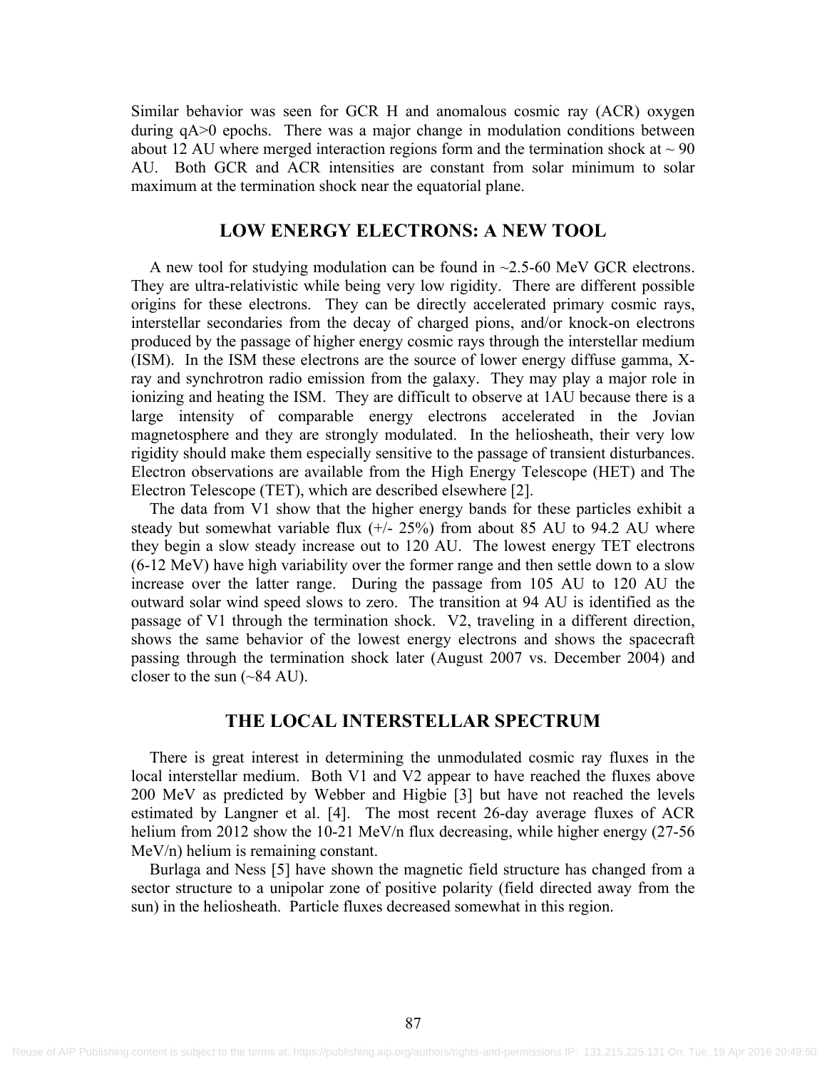Similar behavior was seen for GCR H and anomalous cosmic ray (ACR) oxygen during qA>0 epochs. There was a major change in modulation conditions between about 12 AU where merged interaction regions form and the termination shock at ~ 90 AU. Both GCR and ACR intensities are constant from solar minimum to solar maximum at the termination shock near the equatorial plane.

## LOW ENERGY ELECTRONS: A NEW TOOL

A new tool for studying modulation can be found in ~2.5-60 MeV GCR electrons. They are ultra-relativistic while being very low rigidity. There are different possible origins for these electrons. They can be directly accelerated primary cosmic rays, interstellar secondaries from the decay of charged pions, and/or knock-on electrons produced by the passage of higher energy cosmic rays through the interstellar medium (ISM). In the ISM these electrons are the source of lower energy diffuse gamma, X-ray and synchrotron radio emission from the galaxy. They may play a major role in ionizing and heating the ISM. They are difficult to observe at 1AU because there is a large intensity of comparable energy electrons accelerated in the Jovian magnetosphere and they are strongly modulated. In the heliosheath, their very low rigidity should make them especially sensitive to the passage of transient disturbances. Electron observations are available from the High Energy Telescope (HET) and The Electron Telescope (TET), which are described elsewhere [2].

The data from V1 show that the higher energy bands for these particles exhibit a steady but somewhat variable flux (+/- 25%) from about 85 AU to 94.2 AU where they begin a slow steady increase out to 120 AU. The lowest energy TET electrons (6-12 MeV) have high variability over the former range and then settle down to a slow increase over the latter range. During the passage from 105 AU to 120 AU the outward solar wind speed slows to zero. The transition at 94 AU is identified as the passage of V1 through the termination shock. V2, traveling in a different direction, shows the same behavior of the lowest energy electrons and shows the spacecraft passing through the termination shock later (August 2007 vs. December 2004) and closer to the sun (~84 AU).

## THE LOCAL INTERSTELLAR SPECTRUM

There is great interest in determining the unmodulated cosmic ray fluxes in the local interstellar medium. Both V1 and V2 appear to have reached the fluxes above 200 MeV as predicted by Webber and Higbie [3] but have not reached the levels estimated by Langner et al. [4]. The most recent 26-day average fluxes of ACR helium from 2012 show the 10-21 MeV/n flux decreasing, while higher energy (27-56 MeV/n) helium is remaining constant.

Burlaga and Ness [5] have shown the magnetic field structure has changed from a sector structure to a unipolar zone of positive polarity (field directed away from the sun) in the heliosheath. Particle fluxes decreased somewhat in this region.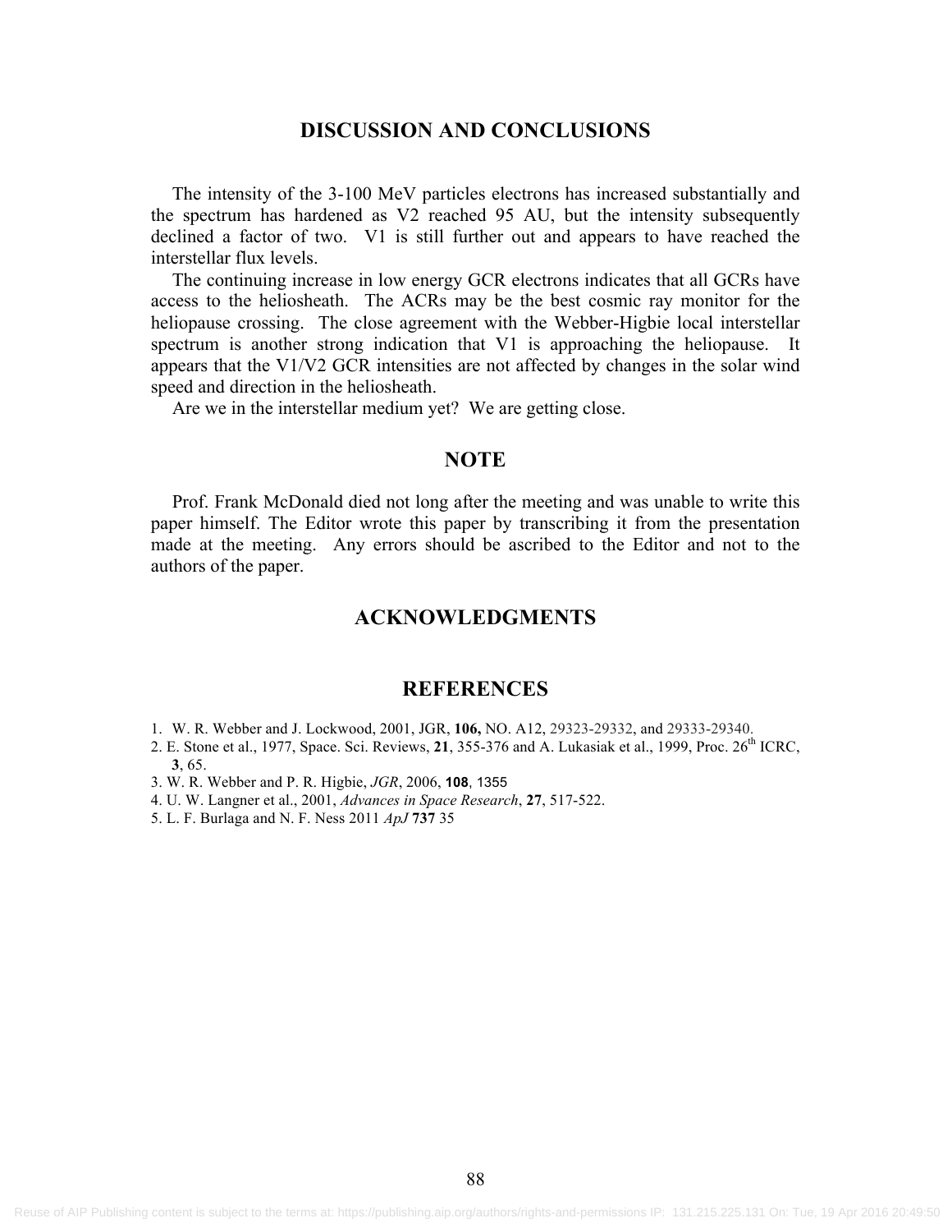## DISCUSSION AND CONCLUSIONS

The intensity of the 3-100 MeV particles electrons has increased substantially and the spectrum has hardened as V2 reached 95 AU, but the intensity subsequently declined a factor of two. V1 is still further out and appears to have reached the interstellar flux levels.

The continuing increase in low energy GCR electrons indicates that all GCRs have access to the heliosheath. The ACRs may be the best cosmic ray monitor for the heliopause crossing. The close agreement with the Webber-Higbie local interstellar spectrum is another strong indication that V1 is approaching the heliopause. It appears that the V1/V2 GCR intensities are not affected by changes in the solar wind speed and direction in the heliosheath.

Are we in the interstellar medium yet? We are getting close.

## NOTE

Prof. Frank McDonald died not long after the meeting and was unable to write this paper himself. The Editor wrote this paper by transcribing it from the presentation made at the meeting. Any errors should be ascribed to the Editor and not to the authors of the paper.

## ACKNOWLEDGMENTS

## REFERENCES

1. W. R. Webber and J. Lockwood, 2001, JGR, **106,** NO. A12, 29323-29332, and 29333-29340.
2. E. Stone et al., 1977, Space. Sci. Reviews, **21**, 355-376 and A. Lukasiak et al., 1999, Proc. 26th ICRC, **3**, 65.
3. W. R. Webber and P. R. Higbie, *JGR*, 2006, **108**, 1355
4. U. W. Langner et al., 2001, *Advances in Space Research*, **27**, 517-522.
5. L. F. Burlaga and N. F. Ness 2011 *ApJ* **737** 35